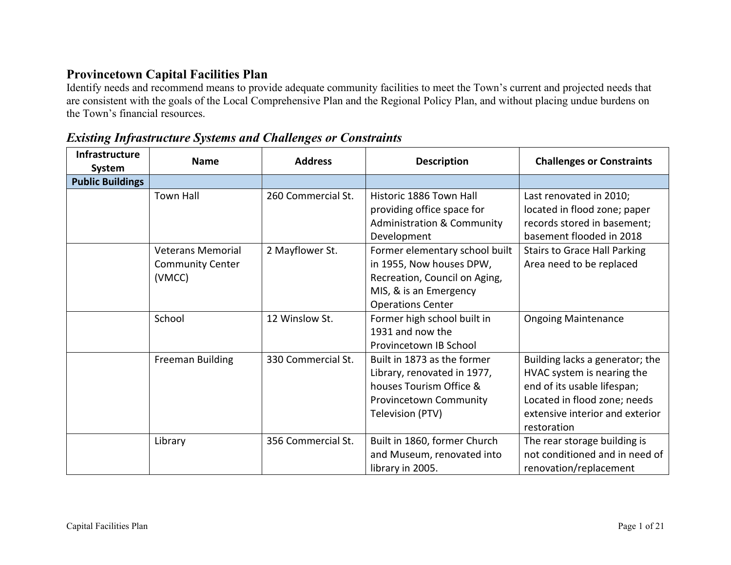# Provincetown Capital Facilities Plan

Identify needs and recommend means to provide adequate community facilities to meet the Town's current and projected needs that are consistent with the goals of the Local Comprehensive Plan and the Regional Policy Plan, and without placing undue burdens on the Town's financial resources.

## *Existing Infrastructure Systems and Challenges or Constraints*

| Infrastructure System | Name | Address | Description | Challenges or Constraints |
|---|---|---|---|---|
| **Public Buildings** | | | | |
| | Town Hall | 260 Commercial St. | Historic 1886 Town Hall providing office space for Administration & Community Development | Last renovated in 2010; located in flood zone; paper records stored in basement; basement flooded in 2018 |
| | Veterans Memorial Community Center (VMCC) | 2 Mayflower St. | Former elementary school built in 1955, Now houses DPW, Recreation, Council on Aging, MIS, & is an Emergency Operations Center | Stairs to Grace Hall Parking Area need to be replaced |
| | School | 12 Winslow St. | Former high school built in 1931 and now the Provincetown IB School | Ongoing Maintenance |
| | Freeman Building | 330 Commercial St. | Built in 1873 as the former Library, renovated in 1977, houses Tourism Office & Provincetown Community Television (PTV) | Building lacks a generator; the HVAC system is nearing the end of its usable lifespan; Located in flood zone; needs extensive interior and exterior restoration |
| | Library | 356 Commercial St. | Built in 1860, former Church and Museum, renovated into library in 2005. | The rear storage building is not conditioned and in need of renovation/replacement |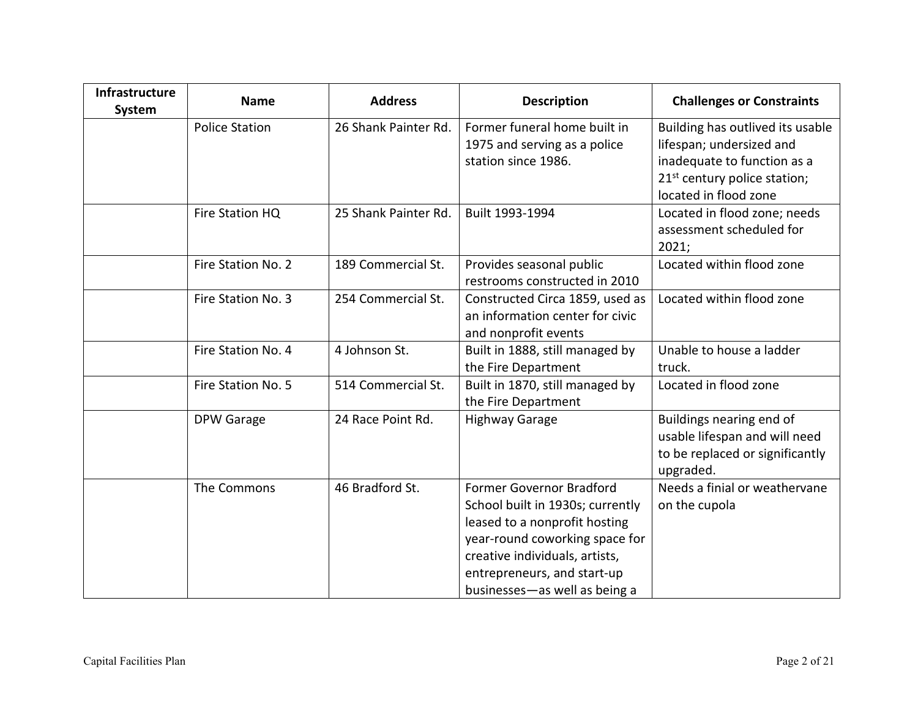| Infrastructure System | Name | Address | Description | Challenges or Constraints |
|---|---|---|---|---|
| | Police Station | 26 Shank Painter Rd. | Former funeral home built in 1975 and serving as a police station since 1986. | Building has outlived its usable lifespan; undersized and inadequate to function as a 21st century police station; located in flood zone |
| | Fire Station HQ | 25 Shank Painter Rd. | Built 1993-1994 | Located in flood zone; needs assessment scheduled for 2021; |
| | Fire Station No. 2 | 189 Commercial St. | Provides seasonal public restrooms constructed in 2010 | Located within flood zone |
| | Fire Station No. 3 | 254 Commercial St. | Constructed Circa 1859, used as an information center for civic and nonprofit events | Located within flood zone |
| | Fire Station No. 4 | 4 Johnson St. | Built in 1888, still managed by the Fire Department | Unable to house a ladder truck. |
| | Fire Station No. 5 | 514 Commercial St. | Built in 1870, still managed by the Fire Department | Located in flood zone |
| | DPW Garage | 24 Race Point Rd. | Highway Garage | Buildings nearing end of usable lifespan and will need to be replaced or significantly upgraded. |
| | The Commons | 46 Bradford St. | Former Governor Bradford School built in 1930s; currently leased to a nonprofit hosting year-round coworking space for creative individuals, artists, entrepreneurs, and start-up businesses—as well as being a | Needs a finial or weathervane on the cupola |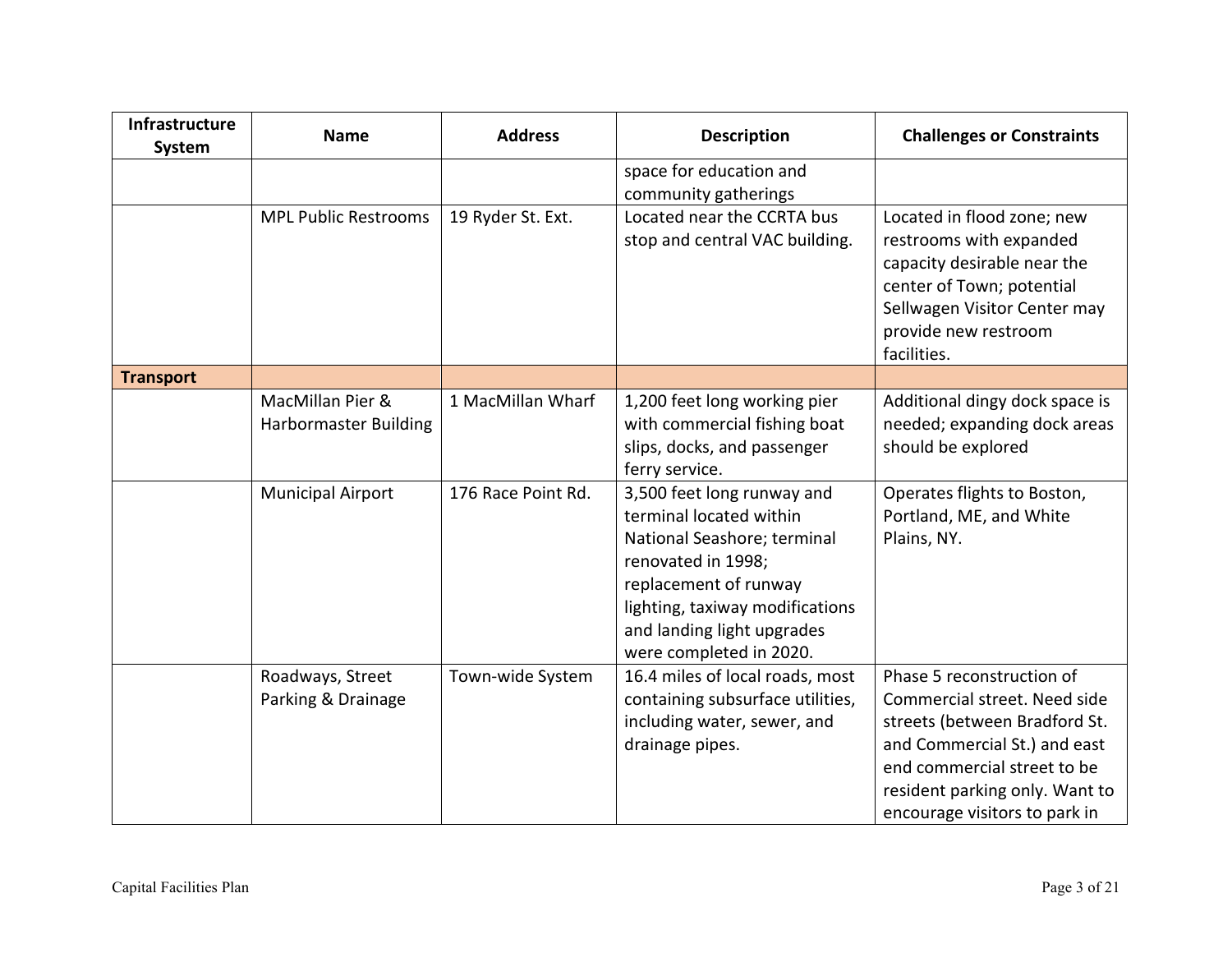| Infrastructure System | Name | Address | Description | Challenges or Constraints |
|---|---|---|---|---|
| | | | space for education and community gatherings | |
| | MPL Public Restrooms | 19 Ryder St. Ext. | Located near the CCRTA bus stop and central VAC building. | Located in flood zone; new restrooms with expanded capacity desirable near the center of Town; potential Sellwagen Visitor Center may provide new restroom facilities. |
| **Transport** | | | | |
| | MacMillan Pier & Harbormaster Building | 1 MacMillan Wharf | 1,200 feet long working pier with commercial fishing boat slips, docks, and passenger ferry service. | Additional dingy dock space is needed; expanding dock areas should be explored |
| | Municipal Airport | 176 Race Point Rd. | 3,500 feet long runway and terminal located within National Seashore; terminal renovated in 1998; replacement of runway lighting, taxiway modifications and landing light upgrades were completed in 2020. | Operates flights to Boston, Portland, ME, and White Plains, NY. |
| | Roadways, Street Parking & Drainage | Town-wide System | 16.4 miles of local roads, most containing subsurface utilities, including water, sewer, and drainage pipes. | Phase 5 reconstruction of Commercial street. Need side streets (between Bradford St. and Commercial St.) and east end commercial street to be resident parking only. Want to encourage visitors to park in |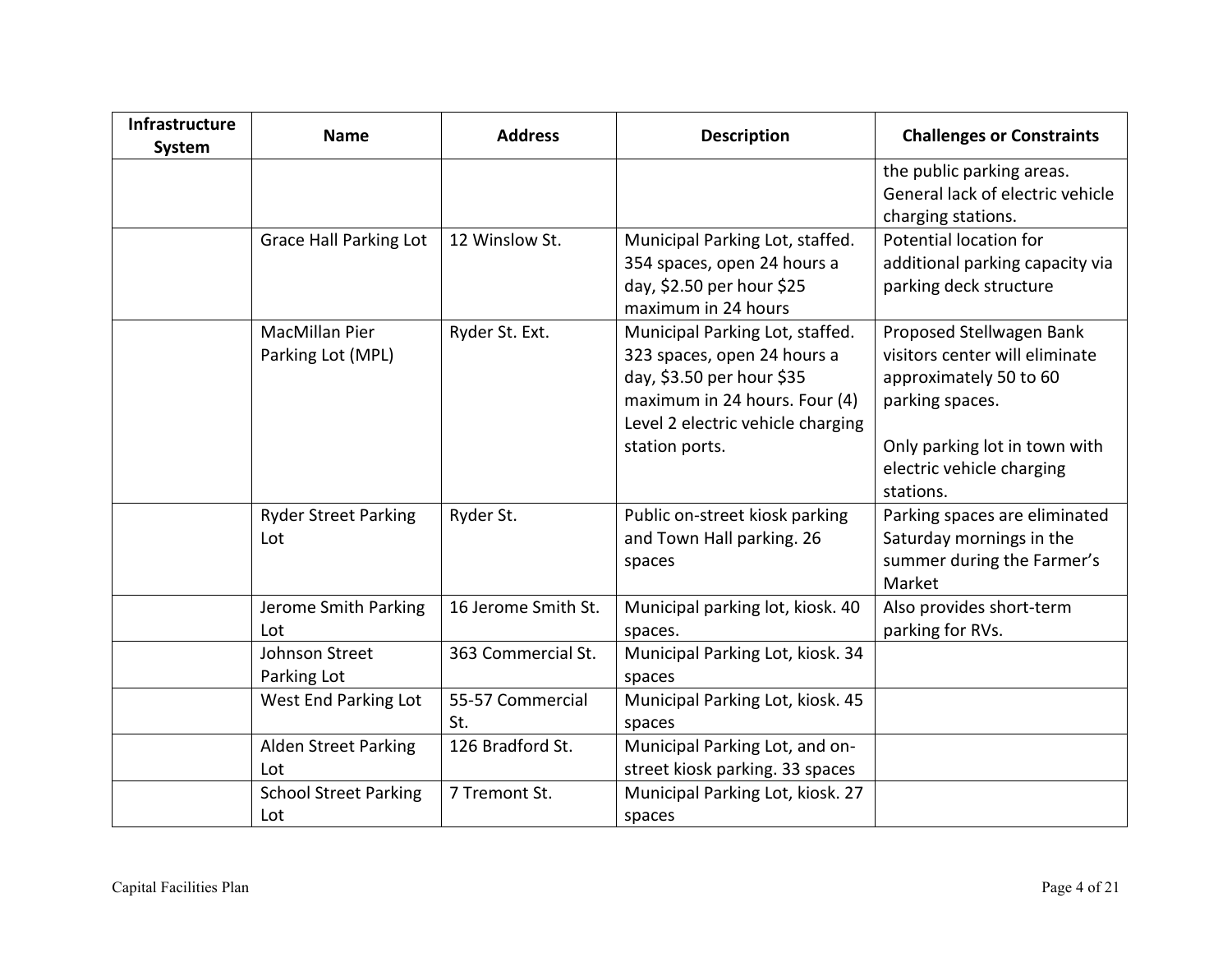| Infrastructure System | Name | Address | Description | Challenges or Constraints |
|---|---|---|---|---|
| | | | | the public parking areas. General lack of electric vehicle charging stations. |
| | Grace Hall Parking Lot | 12 Winslow St. | Municipal Parking Lot, staffed. 354 spaces, open 24 hours a day, $2.50 per hour $25 maximum in 24 hours | Potential location for additional parking capacity via parking deck structure |
| | MacMillan Pier Parking Lot (MPL) | Ryder St. Ext. | Municipal Parking Lot, staffed. 323 spaces, open 24 hours a day, $3.50 per hour $35 maximum in 24 hours. Four (4) Level 2 electric vehicle charging station ports. | Proposed Stellwagen Bank visitors center will eliminate approximately 50 to 60 parking spaces.<br><br>Only parking lot in town with electric vehicle charging stations. |
| | Ryder Street Parking Lot | Ryder St. | Public on-street kiosk parking and Town Hall parking. 26 spaces | Parking spaces are eliminated Saturday mornings in the summer during the Farmer's Market |
| | Jerome Smith Parking Lot | 16 Jerome Smith St. | Municipal parking lot, kiosk. 40 spaces. | Also provides short-term parking for RVs. |
| | Johnson Street Parking Lot | 363 Commercial St. | Municipal Parking Lot, kiosk. 34 spaces | |
| | West End Parking Lot | 55-57 Commercial St. | Municipal Parking Lot, kiosk. 45 spaces | |
| | Alden Street Parking Lot | 126 Bradford St. | Municipal Parking Lot, and on-street kiosk parking. 33 spaces | |
| | School Street Parking Lot | 7 Tremont St. | Municipal Parking Lot, kiosk. 27 spaces | |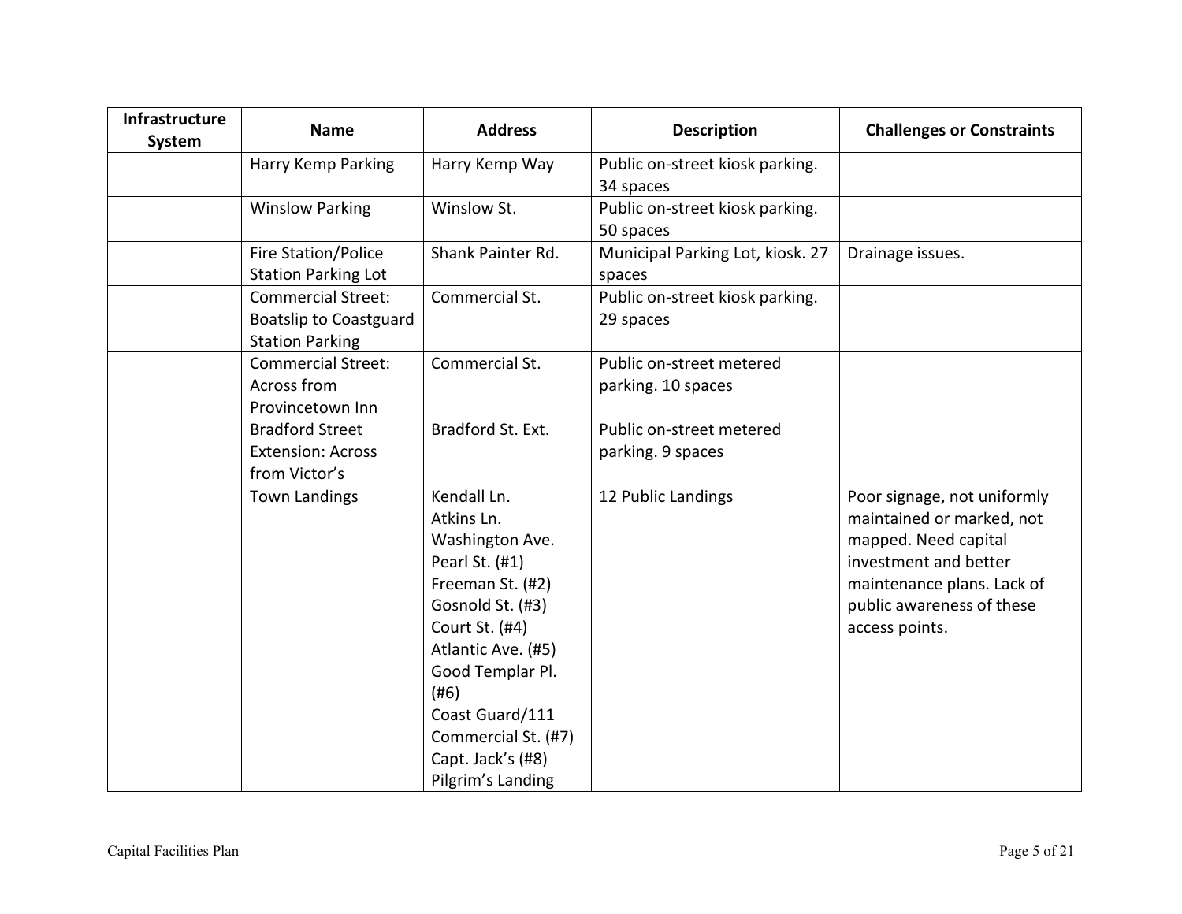| Infrastructure System | Name | Address | Description | Challenges or Constraints |
|---|---|---|---|---|
| | Harry Kemp Parking | Harry Kemp Way | Public on-street kiosk parking. 34 spaces | |
| | Winslow Parking | Winslow St. | Public on-street kiosk parking. 50 spaces | |
| | Fire Station/Police Station Parking Lot | Shank Painter Rd. | Municipal Parking Lot, kiosk. 27 spaces | Drainage issues. |
| | Commercial Street: Boatslip to Coastguard Station Parking | Commercial St. | Public on-street kiosk parking. 29 spaces | |
| | Commercial Street: Across from Provincetown Inn | Commercial St. | Public on-street metered parking. 10 spaces | |
| | Bradford Street Extension: Across from Victor's | Bradford St. Ext. | Public on-street metered parking. 9 spaces | |
| | Town Landings | Kendall Ln.<br>Atkins Ln.<br>Washington Ave.<br>Pearl St. (#1)<br>Freeman St. (#2)<br>Gosnold St. (#3)<br>Court St. (#4)<br>Atlantic Ave. (#5)<br>Good Templar Pl. (#6)<br>Coast Guard/111 Commercial St. (#7)<br>Capt. Jack's (#8)<br>Pilgrim's Landing | 12 Public Landings | Poor signage, not uniformly maintained or marked, not mapped. Need capital investment and better maintenance plans. Lack of public awareness of these access points. |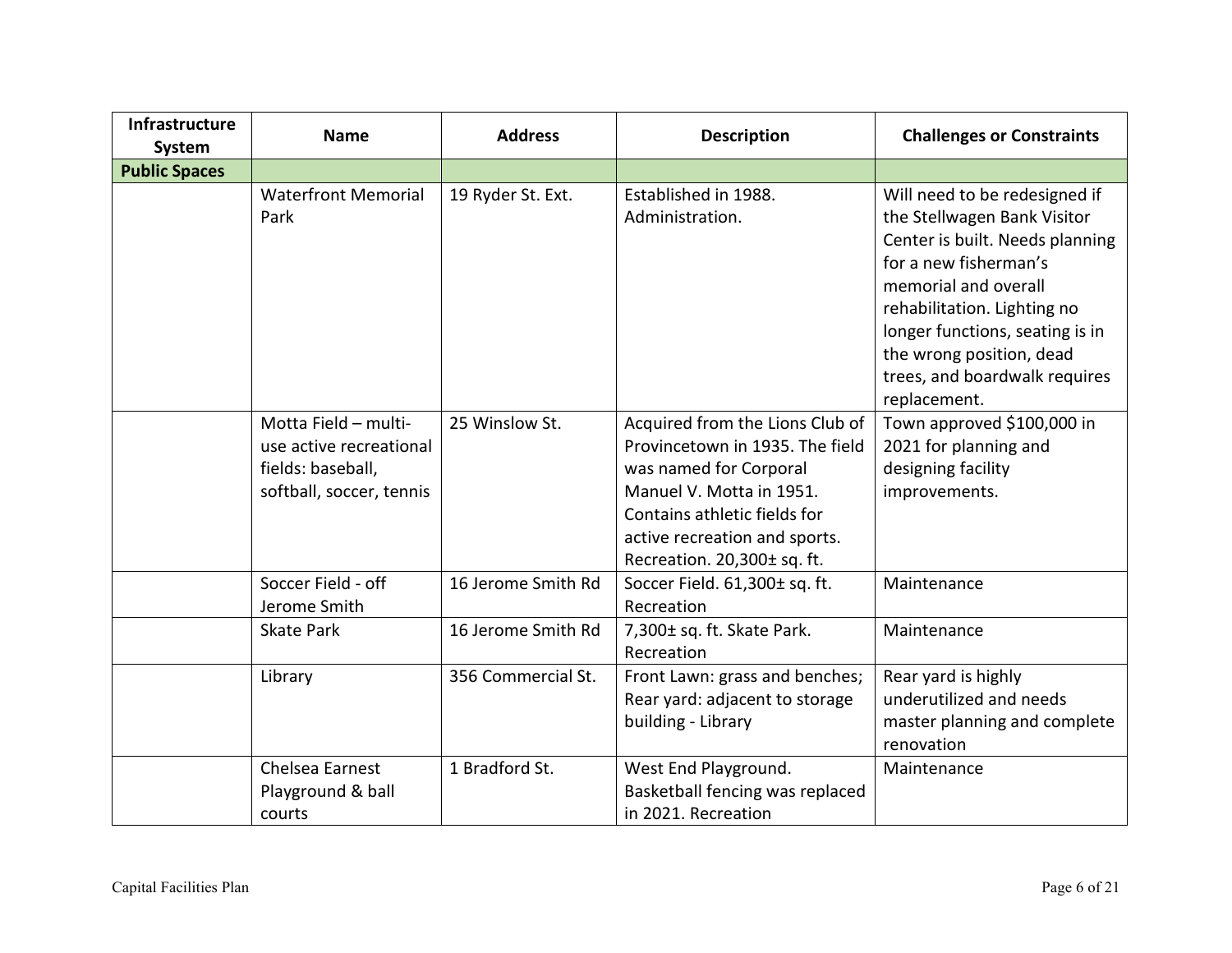| Infrastructure System | Name | Address | Description | Challenges or Constraints |
|---|---|---|---|---|
| **Public Spaces** | | | | |
| | Waterfront Memorial Park | 19 Ryder St. Ext. | Established in 1988. Administration. | Will need to be redesigned if the Stellwagen Bank Visitor Center is built. Needs planning for a new fisherman's memorial and overall rehabilitation. Lighting no longer functions, seating is in the wrong position, dead trees, and boardwalk requires replacement. |
| | Motta Field – multi-use active recreational fields: baseball, softball, soccer, tennis | 25 Winslow St. | Acquired from the Lions Club of Provincetown in 1935. The field was named for Corporal Manuel V. Motta in 1951. Contains athletic fields for active recreation and sports. Recreation. 20,300± sq. ft. | Town approved $100,000 in 2021 for planning and designing facility improvements. |
| | Soccer Field - off Jerome Smith | 16 Jerome Smith Rd | Soccer Field. 61,300± sq. ft. Recreation | Maintenance |
| | Skate Park | 16 Jerome Smith Rd | 7,300± sq. ft. Skate Park. Recreation | Maintenance |
| | Library | 356 Commercial St. | Front Lawn: grass and benches; Rear yard: adjacent to storage building - Library | Rear yard is highly underutilized and needs master planning and complete renovation |
| | Chelsea Earnest Playground & ball courts | 1 Bradford St. | West End Playground. Basketball fencing was replaced in 2021. Recreation | Maintenance |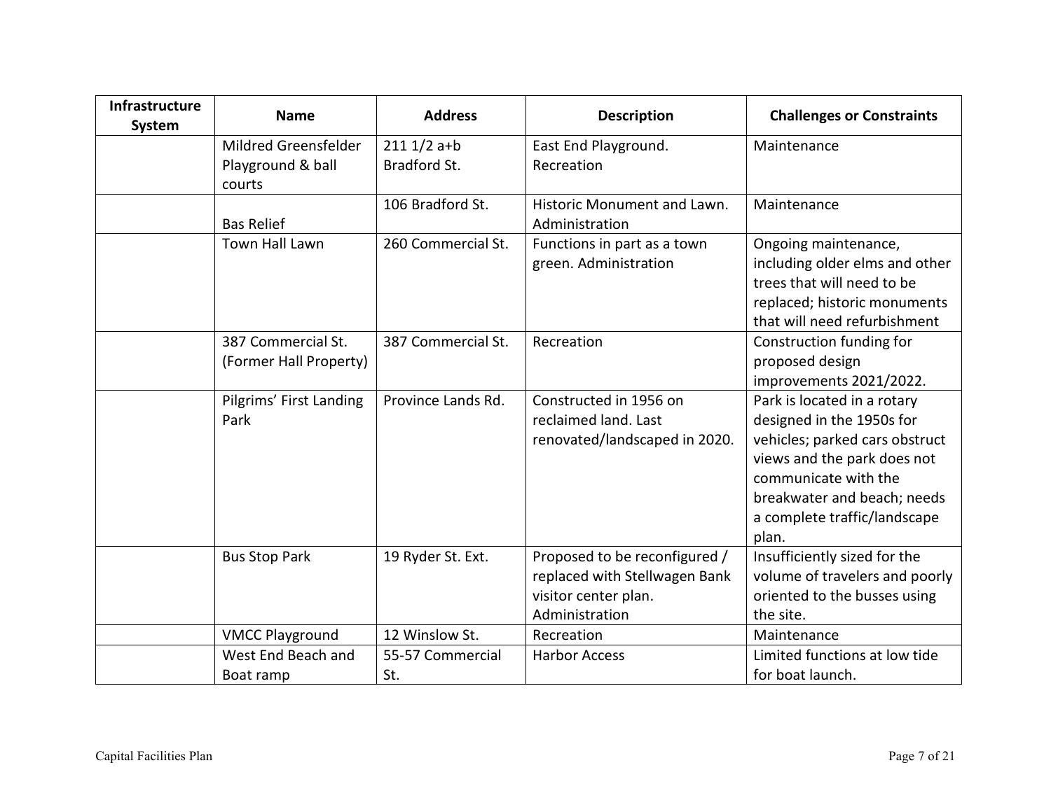| Infrastructure System | Name | Address | Description | Challenges or Constraints |
|---|---|---|---|---|
| | Mildred Greensfelder Playground & ball courts | 211 1/2 a+b Bradford St. | East End Playground. Recreation | Maintenance |
| | Bas Relief | 106 Bradford St. | Historic Monument and Lawn. Administration | Maintenance |
| | Town Hall Lawn | 260 Commercial St. | Functions in part as a town green. Administration | Ongoing maintenance, including older elms and other trees that will need to be replaced; historic monuments that will need refurbishment |
| | 387 Commercial St. (Former Hall Property) | 387 Commercial St. | Recreation | Construction funding for proposed design improvements 2021/2022. |
| | Pilgrims' First Landing Park | Province Lands Rd. | Constructed in 1956 on reclaimed land. Last renovated/landscaped in 2020. | Park is located in a rotary designed in the 1950s for vehicles; parked cars obstruct views and the park does not communicate with the breakwater and beach; needs a complete traffic/landscape plan. |
| | Bus Stop Park | 19 Ryder St. Ext. | Proposed to be reconfigured / replaced with Stellwagen Bank visitor center plan. Administration | Insufficiently sized for the volume of travelers and poorly oriented to the busses using the site. |
| | VMCC Playground | 12 Winslow St. | Recreation | Maintenance |
| | West End Beach and Boat ramp | 55-57 Commercial St. | Harbor Access | Limited functions at low tide for boat launch. |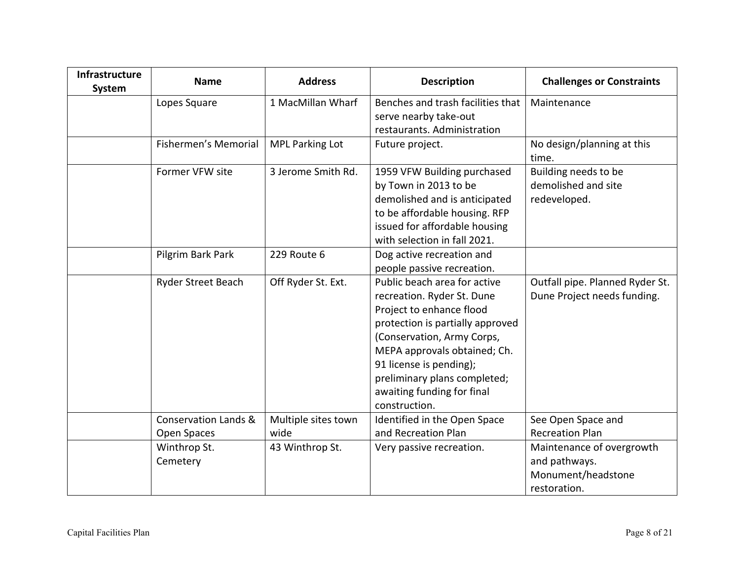| Infrastructure System | Name | Address | Description | Challenges or Constraints |
| --- | --- | --- | --- | --- |
| | Lopes Square | 1 MacMillan Wharf | Benches and trash facilities that serve nearby take-out restaurants. Administration | Maintenance |
| | Fishermen's Memorial | MPL Parking Lot | Future project. | No design/planning at this time. |
| | Former VFW site | 3 Jerome Smith Rd. | 1959 VFW Building purchased by Town in 2013 to be demolished and is anticipated to be affordable housing. RFP issued for affordable housing with selection in fall 2021. | Building needs to be demolished and site redeveloped. |
| | Pilgrim Bark Park | 229 Route 6 | Dog active recreation and people passive recreation. | |
| | Ryder Street Beach | Off Ryder St. Ext. | Public beach area for active recreation. Ryder St. Dune Project to enhance flood protection is partially approved (Conservation, Army Corps, MEPA approvals obtained; Ch. 91 license is pending); preliminary plans completed; awaiting funding for final construction. | Outfall pipe. Planned Ryder St. Dune Project needs funding. |
| | Conservation Lands & Open Spaces | Multiple sites town wide | Identified in the Open Space and Recreation Plan | See Open Space and Recreation Plan |
| | Winthrop St. Cemetery | 43 Winthrop St. | Very passive recreation. | Maintenance of overgrowth and pathways. Monument/headstone restoration. |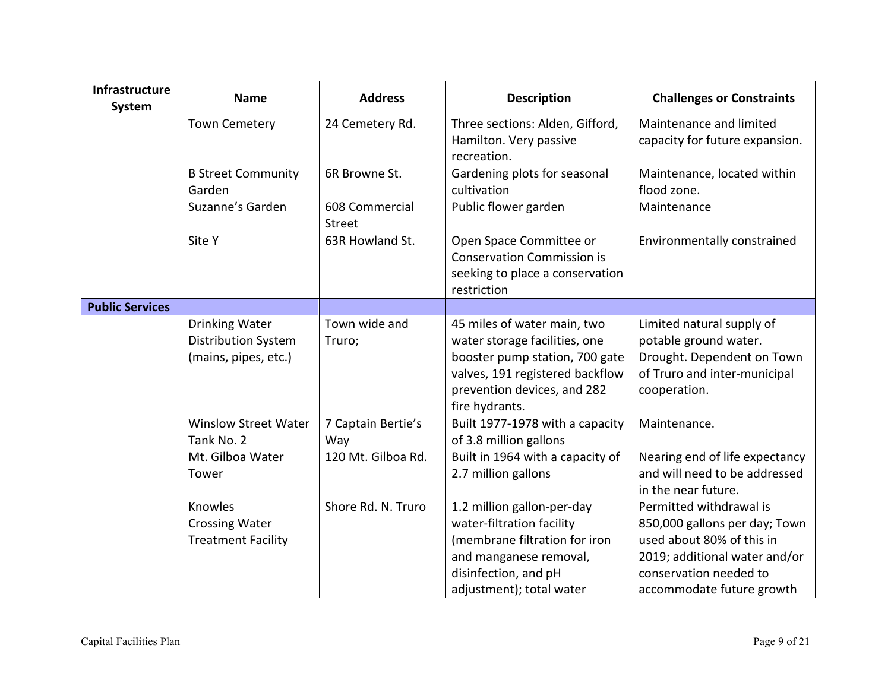| Infrastructure System | Name | Address | Description | Challenges or Constraints |
| --- | --- | --- | --- | --- |
| | Town Cemetery | 24 Cemetery Rd. | Three sections: Alden, Gifford, Hamilton. Very passive recreation. | Maintenance and limited capacity for future expansion. |
| | B Street Community Garden | 6R Browne St. | Gardening plots for seasonal cultivation | Maintenance, located within flood zone. |
| | Suzanne's Garden | 608 Commercial Street | Public flower garden | Maintenance |
| | Site Y | 63R Howland St. | Open Space Committee or Conservation Commission is seeking to place a conservation restriction | Environmentally constrained |
| **Public Services** | | | | |
| | Drinking Water Distribution System (mains, pipes, etc.) | Town wide and Truro; | 45 miles of water main, two water storage facilities, one booster pump station, 700 gate valves, 191 registered backflow prevention devices, and 282 fire hydrants. | Limited natural supply of potable ground water. Drought. Dependent on Town of Truro and inter-municipal cooperation. |
| | Winslow Street Water Tank No. 2 | 7 Captain Bertie's Way | Built 1977-1978 with a capacity of 3.8 million gallons | Maintenance. |
| | Mt. Gilboa Water Tower | 120 Mt. Gilboa Rd. | Built in 1964 with a capacity of 2.7 million gallons | Nearing end of life expectancy and will need to be addressed in the near future. |
| | Knowles Crossing Water Treatment Facility | Shore Rd. N. Truro | 1.2 million gallon-per-day water-filtration facility (membrane filtration for iron and manganese removal, disinfection, and pH adjustment); total water | Permitted withdrawal is 850,000 gallons per day; Town used about 80% of this in 2019; additional water and/or conservation needed to accommodate future growth |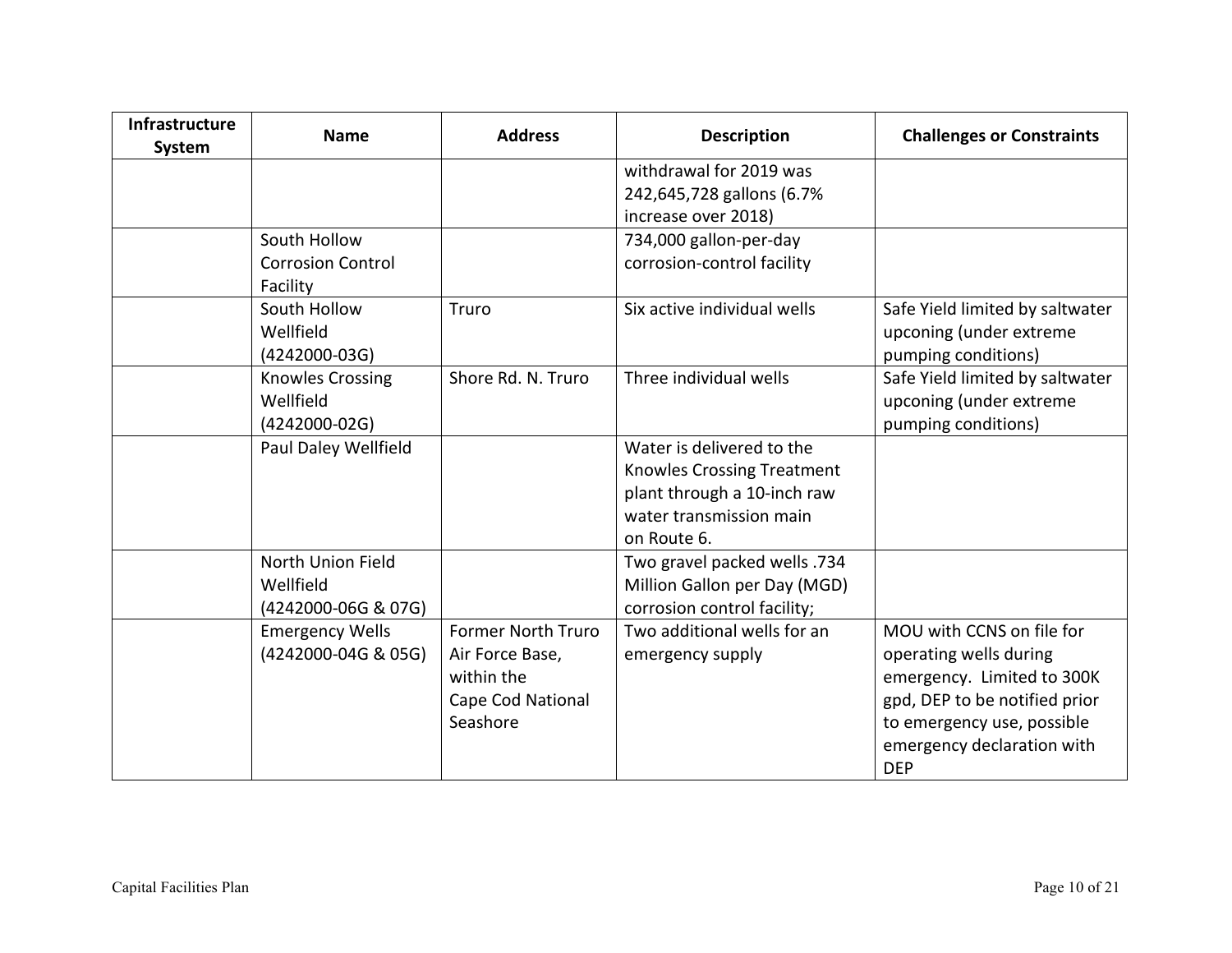| Infrastructure System | Name | Address | Description | Challenges or Constraints |
| --- | --- | --- | --- | --- |
| | | | withdrawal for 2019 was 242,645,728 gallons (6.7% increase over 2018) | |
| | South Hollow Corrosion Control Facility | | 734,000 gallon-per-day corrosion-control facility | |
| | South Hollow Wellfield (4242000-03G) | Truro | Six active individual wells | Safe Yield limited by saltwater upconing (under extreme pumping conditions) |
| | Knowles Crossing Wellfield (4242000-02G) | Shore Rd. N. Truro | Three individual wells | Safe Yield limited by saltwater upconing (under extreme pumping conditions) |
| | Paul Daley Wellfield | | Water is delivered to the Knowles Crossing Treatment plant through a 10-inch raw water transmission main on Route 6. | |
| | North Union Field Wellfield (4242000-06G & 07G) | | Two gravel packed wells .734 Million Gallon per Day (MGD) corrosion control facility; | |
| | Emergency Wells (4242000-04G & 05G) | Former North Truro Air Force Base, within the Cape Cod National Seashore | Two additional wells for an emergency supply | MOU with CCNS on file for operating wells during emergency. Limited to 300K gpd, DEP to be notified prior to emergency use, possible emergency declaration with DEP |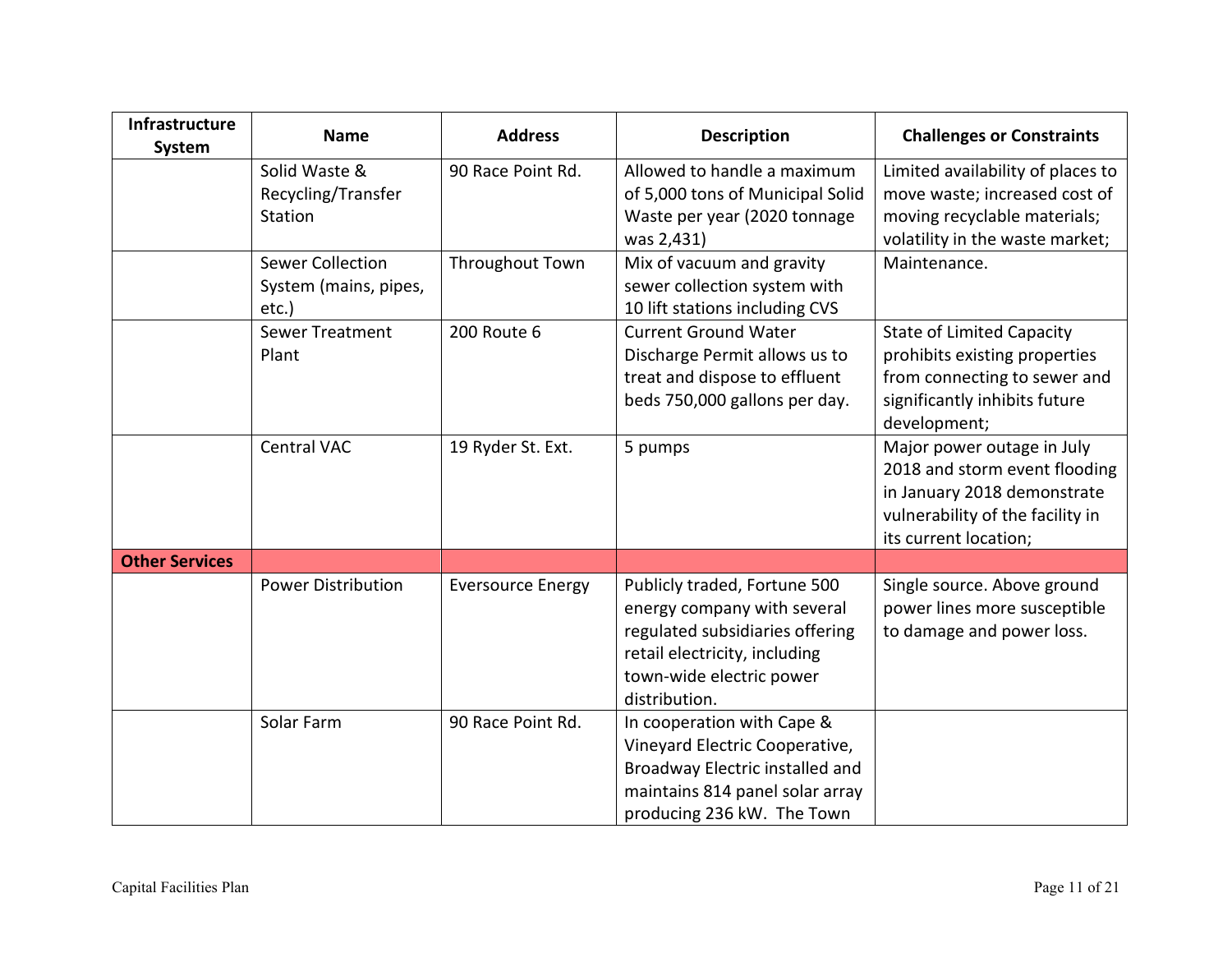| Infrastructure System | Name | Address | Description | Challenges or Constraints |
|---|---|---|---|---|
| | Solid Waste & Recycling/Transfer Station | 90 Race Point Rd. | Allowed to handle a maximum of 5,000 tons of Municipal Solid Waste per year (2020 tonnage was 2,431) | Limited availability of places to move waste; increased cost of moving recyclable materials; volatility in the waste market; |
| | Sewer Collection System (mains, pipes, etc.) | Throughout Town | Mix of vacuum and gravity sewer collection system with 10 lift stations including CVS | Maintenance. |
| | Sewer Treatment Plant | 200 Route 6 | Current Ground Water Discharge Permit allows us to treat and dispose to effluent beds 750,000 gallons per day. | State of Limited Capacity prohibits existing properties from connecting to sewer and significantly inhibits future development; |
| | Central VAC | 19 Ryder St. Ext. | 5 pumps | Major power outage in July 2018 and storm event flooding in January 2018 demonstrate vulnerability of the facility in its current location; |
| **Other Services** | | | | |
| | Power Distribution | Eversource Energy | Publicly traded, Fortune 500 energy company with several regulated subsidiaries offering retail electricity, including town-wide electric power distribution. | Single source. Above ground power lines more susceptible to damage and power loss. |
| | Solar Farm | 90 Race Point Rd. | In cooperation with Cape & Vineyard Electric Cooperative, Broadway Electric installed and maintains 814 panel solar array producing 236 kW. The Town | |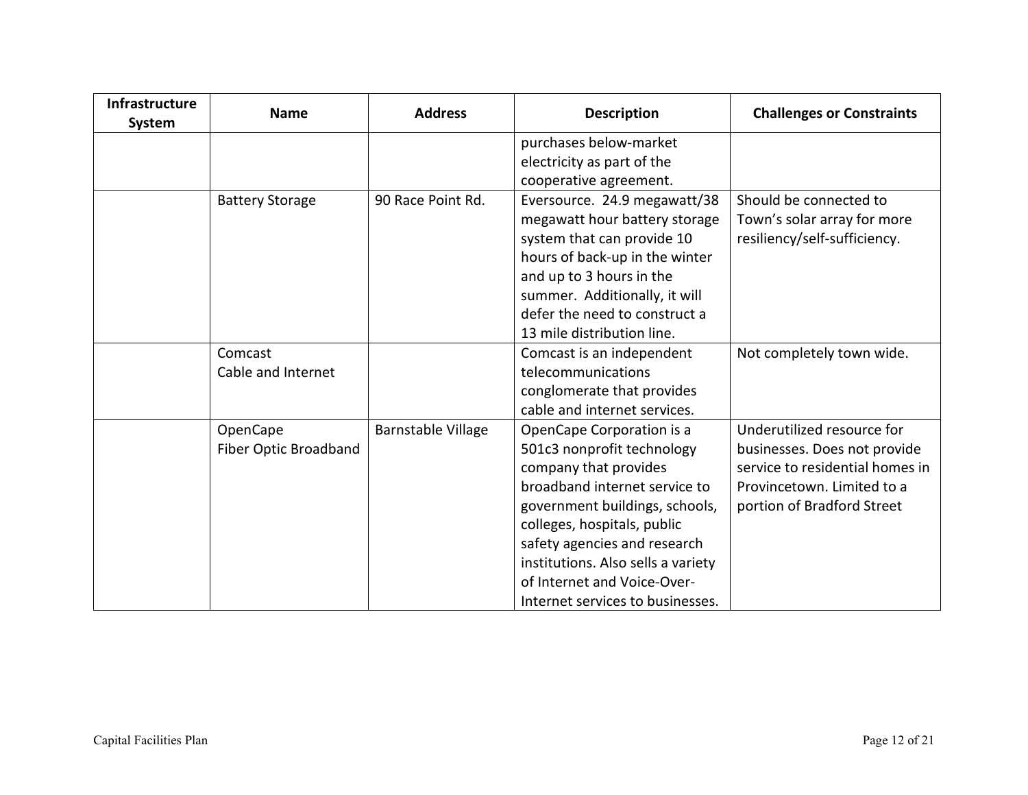| Infrastructure System | Name | Address | Description | Challenges or Constraints |
|---|---|---|---|---|
| | | | purchases below-market electricity as part of the cooperative agreement. | |
| | Battery Storage | 90 Race Point Rd. | Eversource. 24.9 megawatt/38 megawatt hour battery storage system that can provide 10 hours of back-up in the winter and up to 3 hours in the summer. Additionally, it will defer the need to construct a 13 mile distribution line. | Should be connected to Town's solar array for more resiliency/self-sufficiency. |
| | Comcast Cable and Internet | | Comcast is an independent telecommunications conglomerate that provides cable and internet services. | Not completely town wide. |
| | OpenCape Fiber Optic Broadband | Barnstable Village | OpenCape Corporation is a 501c3 nonprofit technology company that provides broadband internet service to government buildings, schools, colleges, hospitals, public safety agencies and research institutions. Also sells a variety of Internet and Voice-Over-Internet services to businesses. | Underutilized resource for businesses. Does not provide service to residential homes in Provincetown. Limited to a portion of Bradford Street |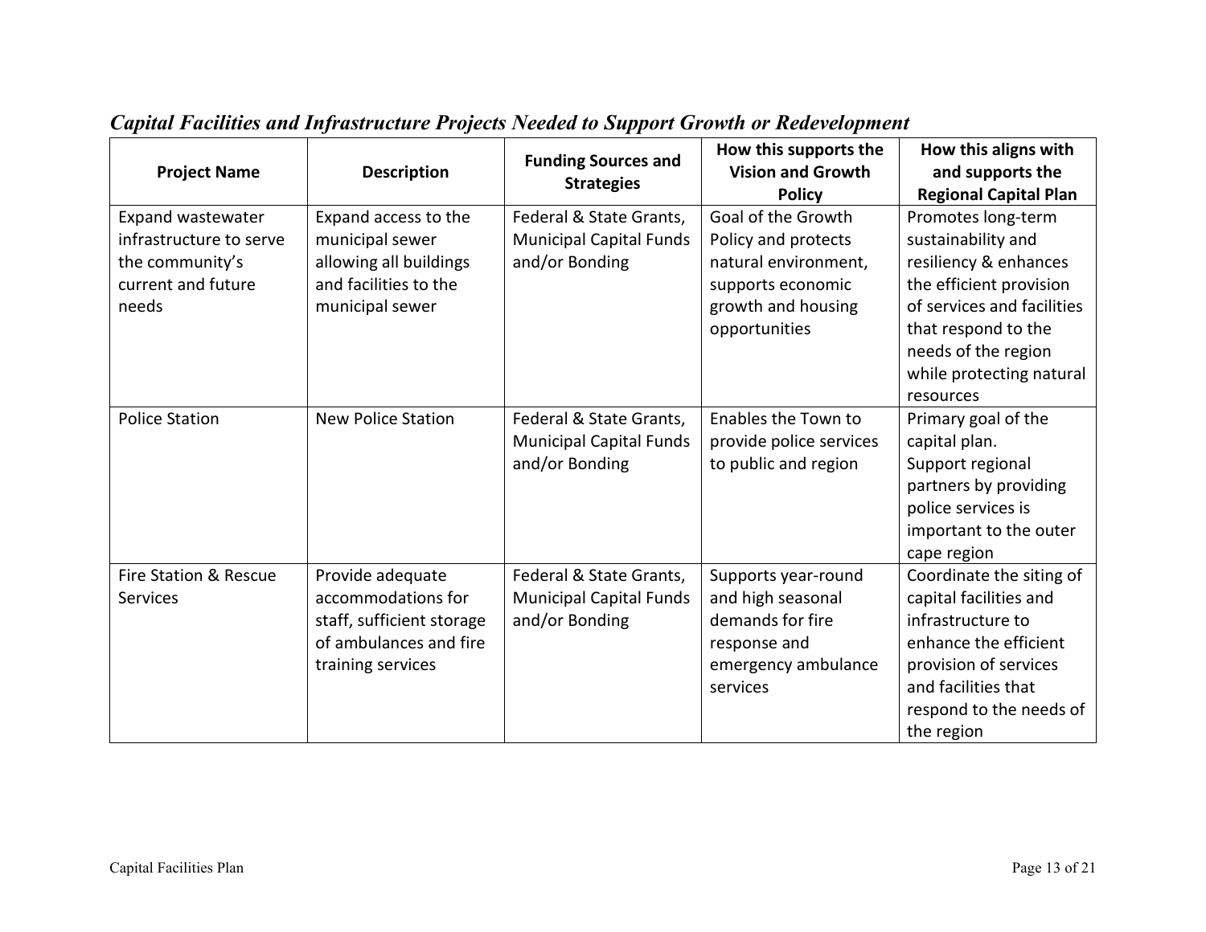## *Capital Facilities and Infrastructure Projects Needed to Support Growth or Redevelopment*

| Project Name | Description | Funding Sources and Strategies | How this supports the Vision and Growth Policy | How this aligns with and supports the Regional Capital Plan |
|---|---|---|---|---|
| Expand wastewater infrastructure to serve the community's current and future needs | Expand access to the municipal sewer allowing all buildings and facilities to the municipal sewer | Federal & State Grants, Municipal Capital Funds and/or Bonding | Goal of the Growth Policy and protects natural environment, supports economic growth and housing opportunities | Promotes long-term sustainability and resiliency & enhances the efficient provision of services and facilities that respond to the needs of the region while protecting natural resources |
| Police Station | New Police Station | Federal & State Grants, Municipal Capital Funds and/or Bonding | Enables the Town to provide police services to public and region | Primary goal of the capital plan. Support regional partners by providing police services is important to the outer cape region |
| Fire Station & Rescue Services | Provide adequate accommodations for staff, sufficient storage of ambulances and fire training services | Federal & State Grants, Municipal Capital Funds and/or Bonding | Supports year-round and high seasonal demands for fire response and emergency ambulance services | Coordinate the siting of capital facilities and infrastructure to enhance the efficient provision of services and facilities that respond to the needs of the region |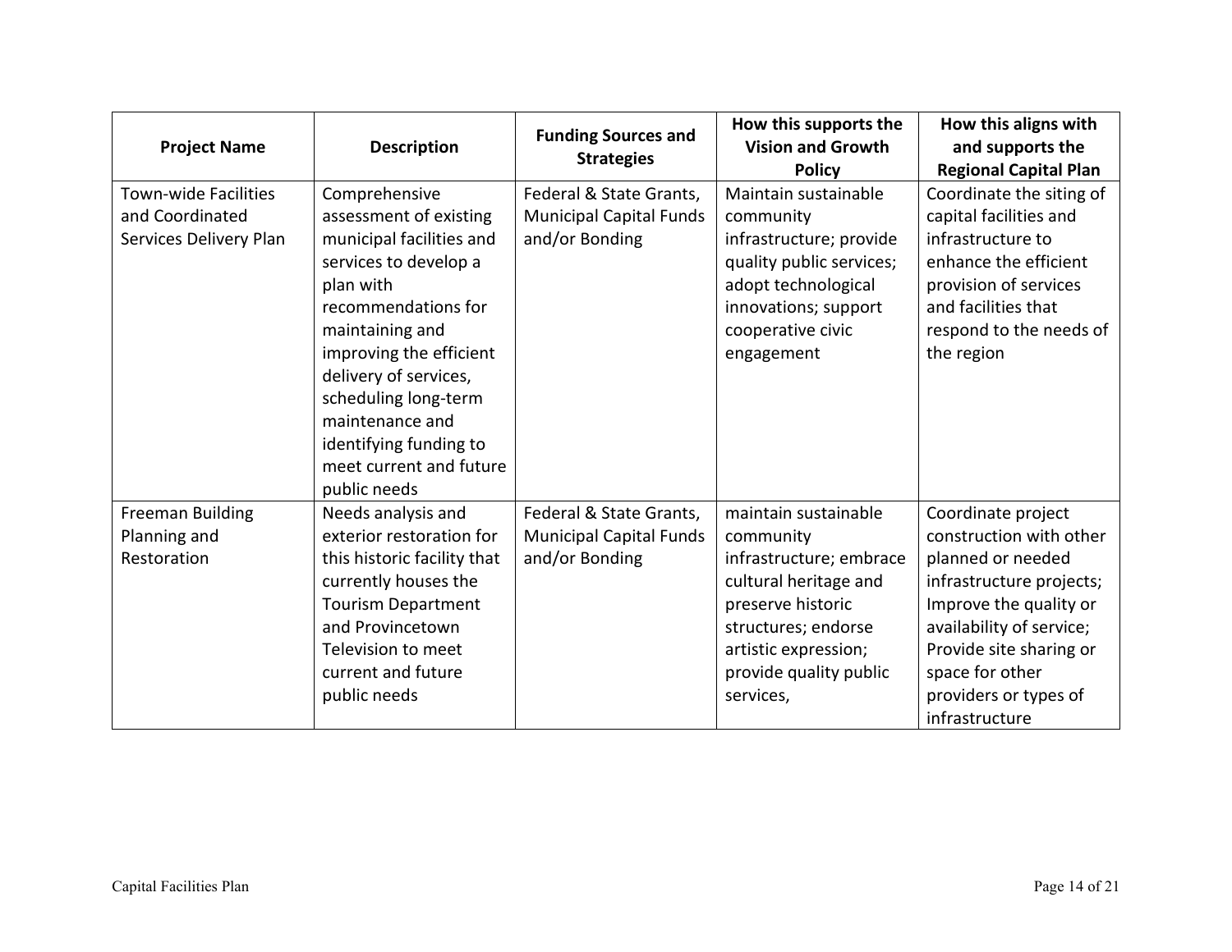| Project Name | Description | Funding Sources and Strategies | How this supports the Vision and Growth Policy | How this aligns with and supports the Regional Capital Plan |
|---|---|---|---|---|
| Town-wide Facilities and Coordinated Services Delivery Plan | Comprehensive assessment of existing municipal facilities and services to develop a plan with recommendations for maintaining and improving the efficient delivery of services, scheduling long-term maintenance and identifying funding to meet current and future public needs | Federal & State Grants, Municipal Capital Funds and/or Bonding | Maintain sustainable community infrastructure; provide quality public services; adopt technological innovations; support cooperative civic engagement | Coordinate the siting of capital facilities and infrastructure to enhance the efficient provision of services and facilities that respond to the needs of the region |
| Freeman Building Planning and Restoration | Needs analysis and exterior restoration for this historic facility that currently houses the Tourism Department and Provincetown Television to meet current and future public needs | Federal & State Grants, Municipal Capital Funds and/or Bonding | maintain sustainable community infrastructure; embrace cultural heritage and preserve historic structures; endorse artistic expression; provide quality public services, | Coordinate project construction with other planned or needed infrastructure projects; Improve the quality or availability of service; Provide site sharing or space for other providers or types of infrastructure |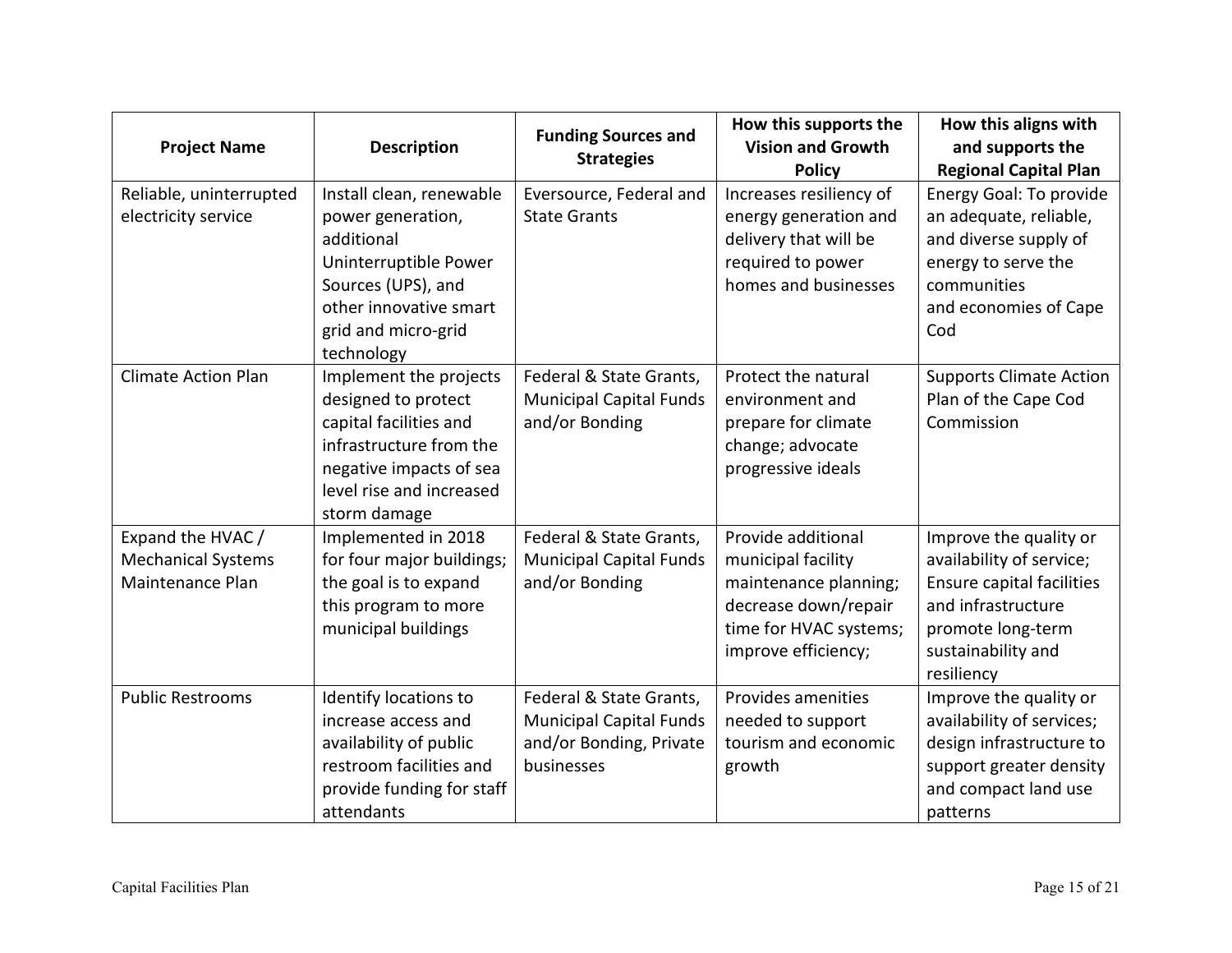| Project Name | Description | Funding Sources and Strategies | How this supports the Vision and Growth Policy | How this aligns with and supports the Regional Capital Plan |
|---|---|---|---|---|
| Reliable, uninterrupted electricity service | Install clean, renewable power generation, additional Uninterruptible Power Sources (UPS), and other innovative smart grid and micro-grid technology | Eversource, Federal and State Grants | Increases resiliency of energy generation and delivery that will be required to power homes and businesses | Energy Goal: To provide an adequate, reliable, and diverse supply of energy to serve the communities and economies of Cape Cod |
| Climate Action Plan | Implement the projects designed to protect capital facilities and infrastructure from the negative impacts of sea level rise and increased storm damage | Federal & State Grants, Municipal Capital Funds and/or Bonding | Protect the natural environment and prepare for climate change; advocate progressive ideals | Supports Climate Action Plan of the Cape Cod Commission |
| Expand the HVAC / Mechanical Systems Maintenance Plan | Implemented in 2018 for four major buildings; the goal is to expand this program to more municipal buildings | Federal & State Grants, Municipal Capital Funds and/or Bonding | Provide additional municipal facility maintenance planning; decrease down/repair time for HVAC systems; improve efficiency; | Improve the quality or availability of service; Ensure capital facilities and infrastructure promote long-term sustainability and resiliency |
| Public Restrooms | Identify locations to increase access and availability of public restroom facilities and provide funding for staff attendants | Federal & State Grants, Municipal Capital Funds and/or Bonding, Private businesses | Provides amenities needed to support tourism and economic growth | Improve the quality or availability of services; design infrastructure to support greater density and compact land use patterns |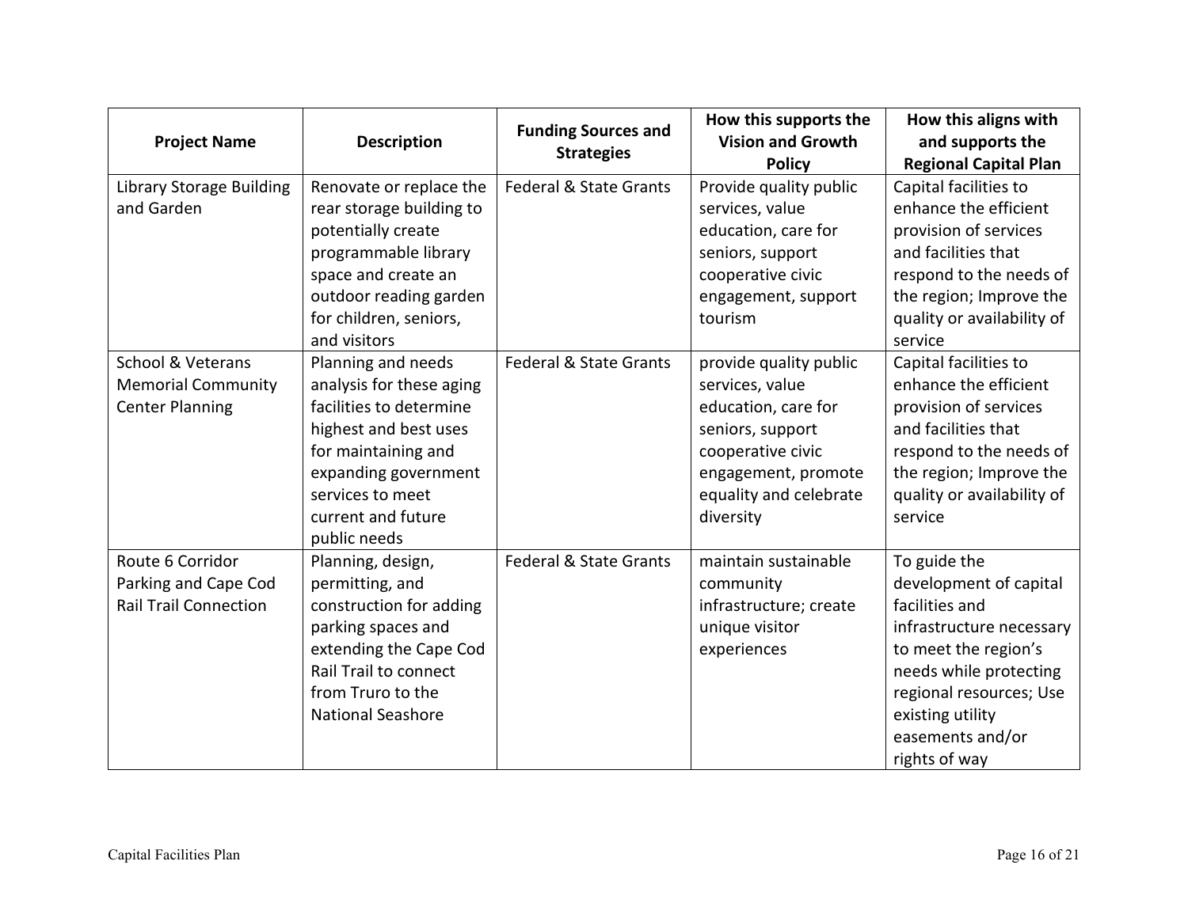| Project Name | Description | Funding Sources and Strategies | How this supports the Vision and Growth Policy | How this aligns with and supports the Regional Capital Plan |
|---|---|---|---|---|
| Library Storage Building and Garden | Renovate or replace the rear storage building to potentially create programmable library space and create an outdoor reading garden for children, seniors, and visitors | Federal & State Grants | Provide quality public services, value education, care for seniors, support cooperative civic engagement, support tourism | Capital facilities to enhance the efficient provision of services and facilities that respond to the needs of the region; Improve the quality or availability of service |
| School & Veterans Memorial Community Center Planning | Planning and needs analysis for these aging facilities to determine highest and best uses for maintaining and expanding government services to meet current and future public needs | Federal & State Grants | provide quality public services, value education, care for seniors, support cooperative civic engagement, promote equality and celebrate diversity | Capital facilities to enhance the efficient provision of services and facilities that respond to the needs of the region; Improve the quality or availability of service |
| Route 6 Corridor Parking and Cape Cod Rail Trail Connection | Planning, design, permitting, and construction for adding parking spaces and extending the Cape Cod Rail Trail to connect from Truro to the National Seashore | Federal & State Grants | maintain sustainable community infrastructure; create unique visitor experiences | To guide the development of capital facilities and infrastructure necessary to meet the region's needs while protecting regional resources; Use existing utility easements and/or rights of way |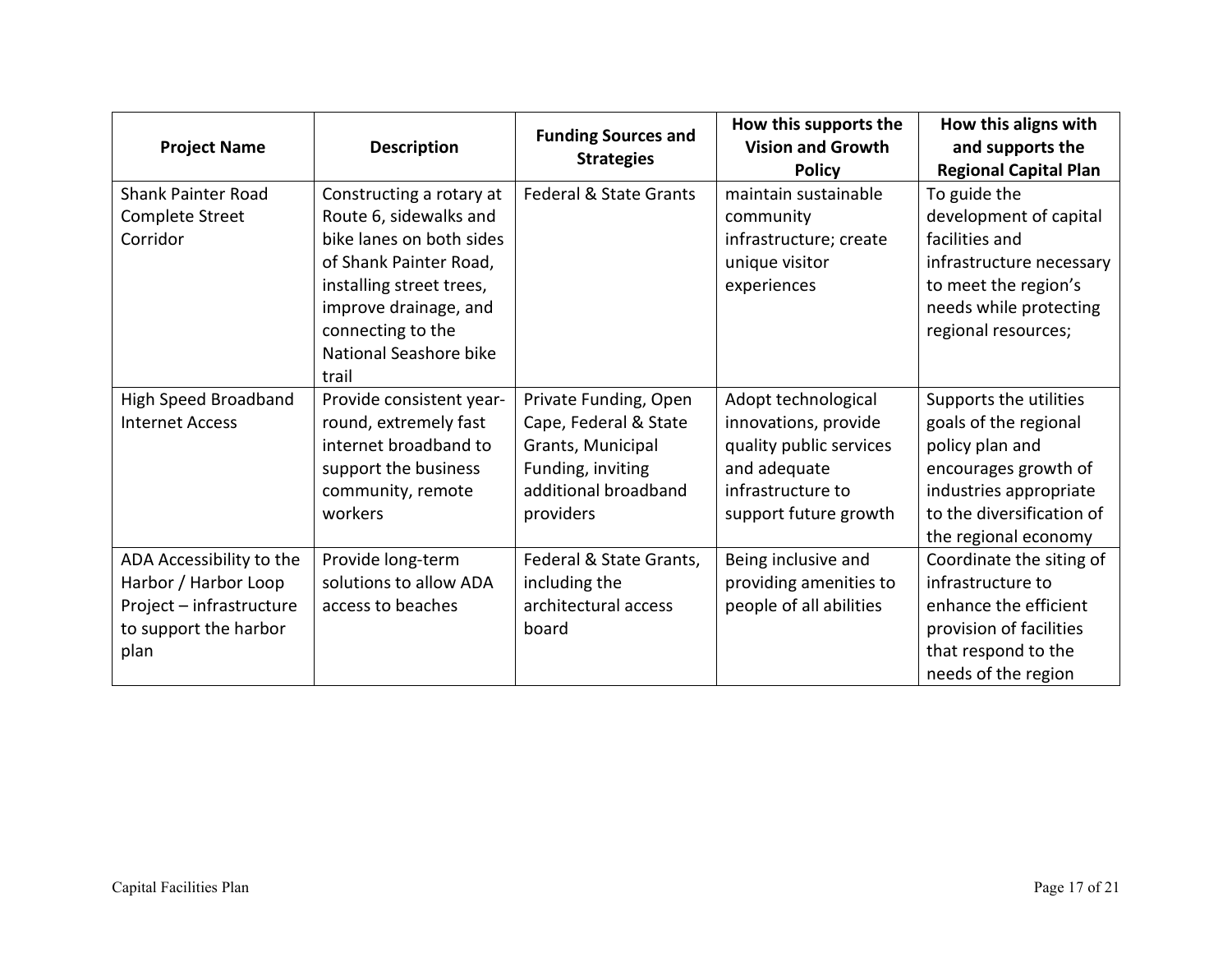| Project Name | Description | Funding Sources and Strategies | How this supports the Vision and Growth Policy | How this aligns with and supports the Regional Capital Plan |
|---|---|---|---|---|
| Shank Painter Road Complete Street Corridor | Constructing a rotary at Route 6, sidewalks and bike lanes on both sides of Shank Painter Road, installing street trees, improve drainage, and connecting to the National Seashore bike trail | Federal & State Grants | maintain sustainable community infrastructure; create unique visitor experiences | To guide the development of capital facilities and infrastructure necessary to meet the region's needs while protecting regional resources; |
| High Speed Broadband Internet Access | Provide consistent year-round, extremely fast internet broadband to support the business community, remote workers | Private Funding, Open Cape, Federal & State Grants, Municipal Funding, inviting additional broadband providers | Adopt technological innovations, provide quality public services and adequate infrastructure to support future growth | Supports the utilities goals of the regional policy plan and encourages growth of industries appropriate to the diversification of the regional economy |
| ADA Accessibility to the Harbor / Harbor Loop Project – infrastructure to support the harbor plan | Provide long-term solutions to allow ADA access to beaches | Federal & State Grants, including the architectural access board | Being inclusive and providing amenities to people of all abilities | Coordinate the siting of infrastructure to enhance the efficient provision of facilities that respond to the needs of the region |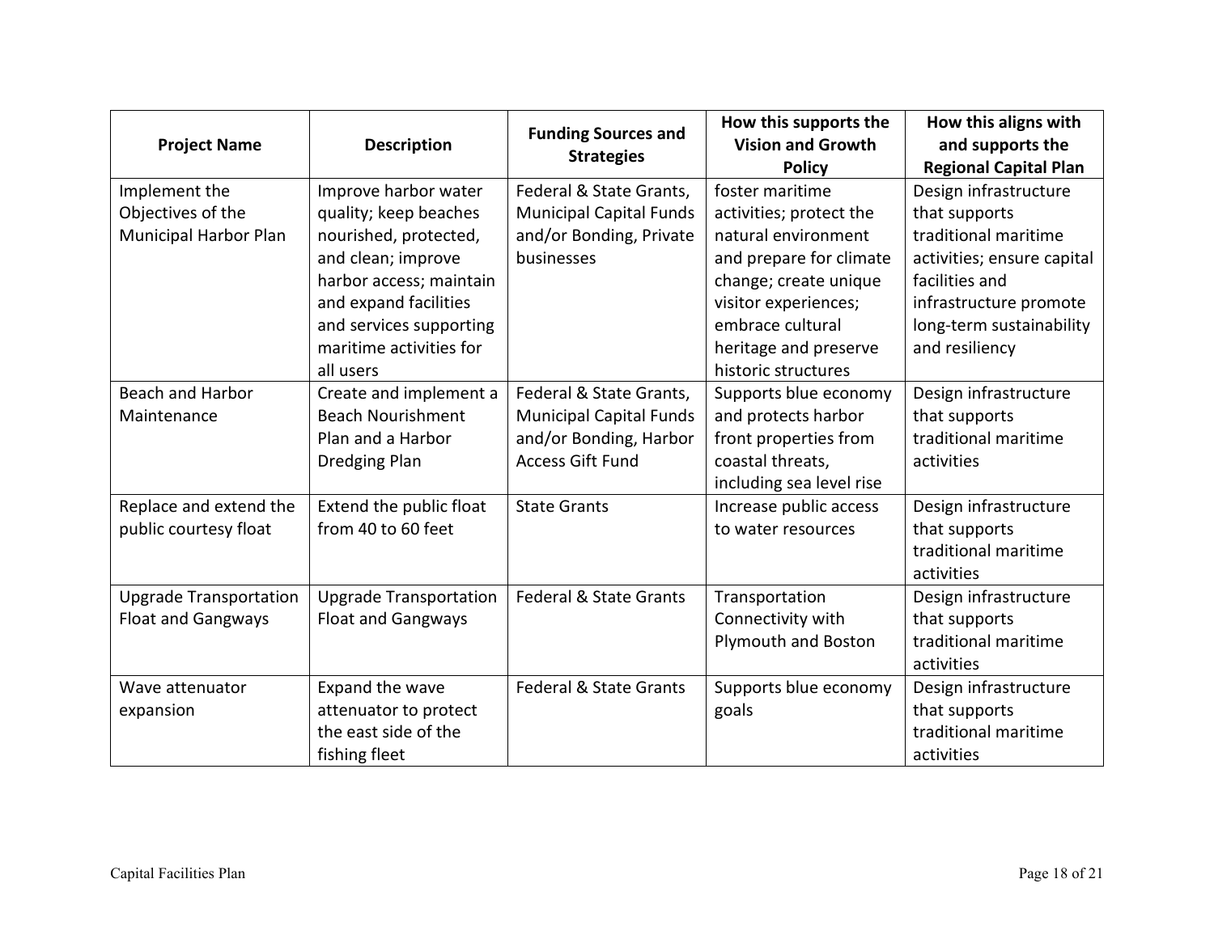| Project Name | Description | Funding Sources and Strategies | How this supports the Vision and Growth Policy | How this aligns with and supports the Regional Capital Plan |
|---|---|---|---|---|
| Implement the Objectives of the Municipal Harbor Plan | Improve harbor water quality; keep beaches nourished, protected, and clean; improve harbor access; maintain and expand facilities and services supporting maritime activities for all users | Federal & State Grants, Municipal Capital Funds and/or Bonding, Private businesses | foster maritime activities; protect the natural environment and prepare for climate change; create unique visitor experiences; embrace cultural heritage and preserve historic structures | Design infrastructure that supports traditional maritime activities; ensure capital facilities and infrastructure promote long-term sustainability and resiliency |
| Beach and Harbor Maintenance | Create and implement a Beach Nourishment Plan and a Harbor Dredging Plan | Federal & State Grants, Municipal Capital Funds and/or Bonding, Harbor Access Gift Fund | Supports blue economy and protects harbor front properties from coastal threats, including sea level rise | Design infrastructure that supports traditional maritime activities |
| Replace and extend the public courtesy float | Extend the public float from 40 to 60 feet | State Grants | Increase public access to water resources | Design infrastructure that supports traditional maritime activities |
| Upgrade Transportation Float and Gangways | Upgrade Transportation Float and Gangways | Federal & State Grants | Transportation Connectivity with Plymouth and Boston | Design infrastructure that supports traditional maritime activities |
| Wave attenuator expansion | Expand the wave attenuator to protect the east side of the fishing fleet | Federal & State Grants | Supports blue economy goals | Design infrastructure that supports traditional maritime activities |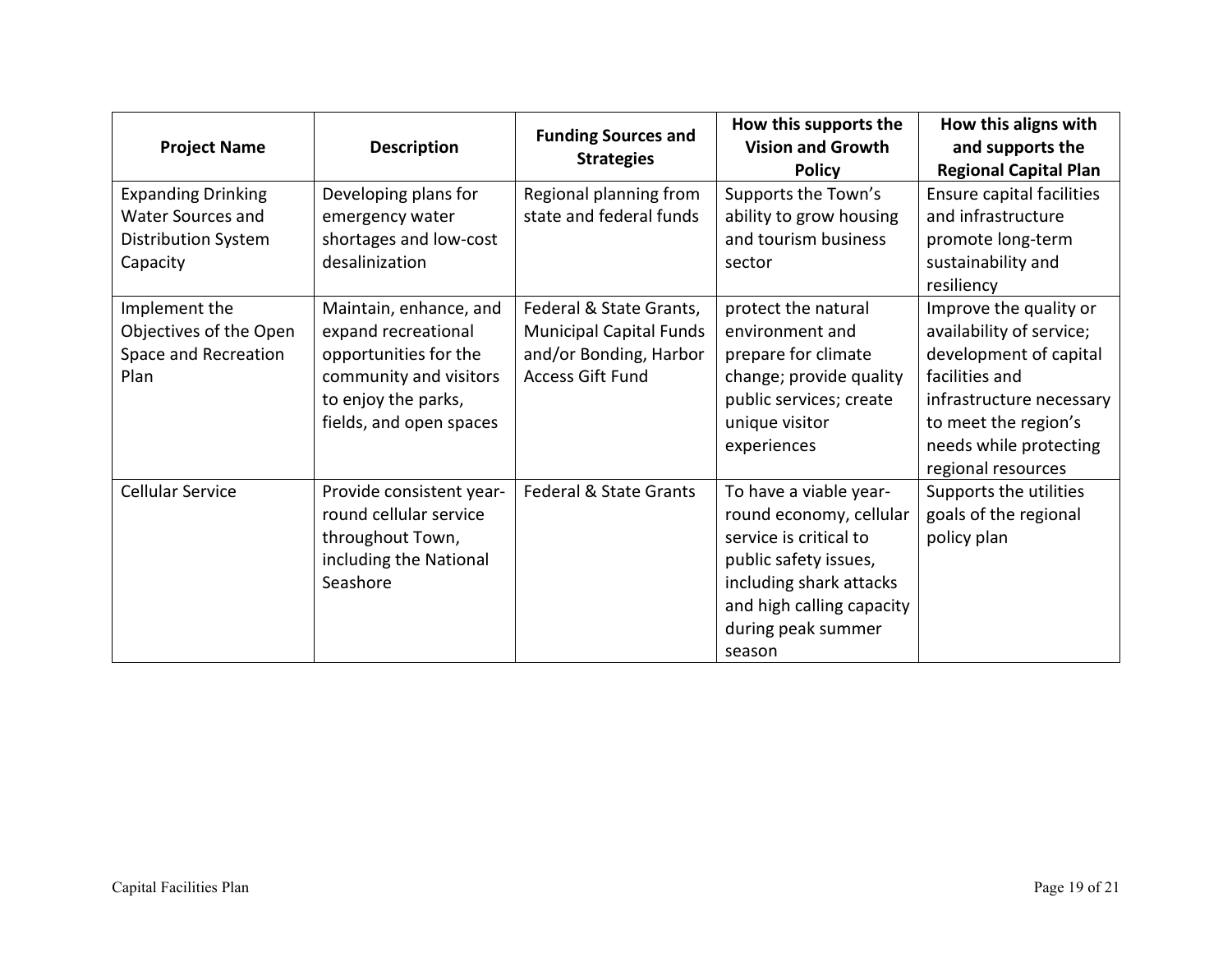| Project Name | Description | Funding Sources and Strategies | How this supports the Vision and Growth Policy | How this aligns with and supports the Regional Capital Plan |
|---|---|---|---|---|
| Expanding Drinking Water Sources and Distribution System Capacity | Developing plans for emergency water shortages and low-cost desalinization | Regional planning from state and federal funds | Supports the Town's ability to grow housing and tourism business sector | Ensure capital facilities and infrastructure promote long-term sustainability and resiliency |
| Implement the Objectives of the Open Space and Recreation Plan | Maintain, enhance, and expand recreational opportunities for the community and visitors to enjoy the parks, fields, and open spaces | Federal & State Grants, Municipal Capital Funds and/or Bonding, Harbor Access Gift Fund | protect the natural environment and prepare for climate change; provide quality public services; create unique visitor experiences | Improve the quality or availability of service; development of capital facilities and infrastructure necessary to meet the region's needs while protecting regional resources |
| Cellular Service | Provide consistent year-round cellular service throughout Town, including the National Seashore | Federal & State Grants | To have a viable year-round economy, cellular service is critical to public safety issues, including shark attacks and high calling capacity during peak summer season | Supports the utilities goals of the regional policy plan |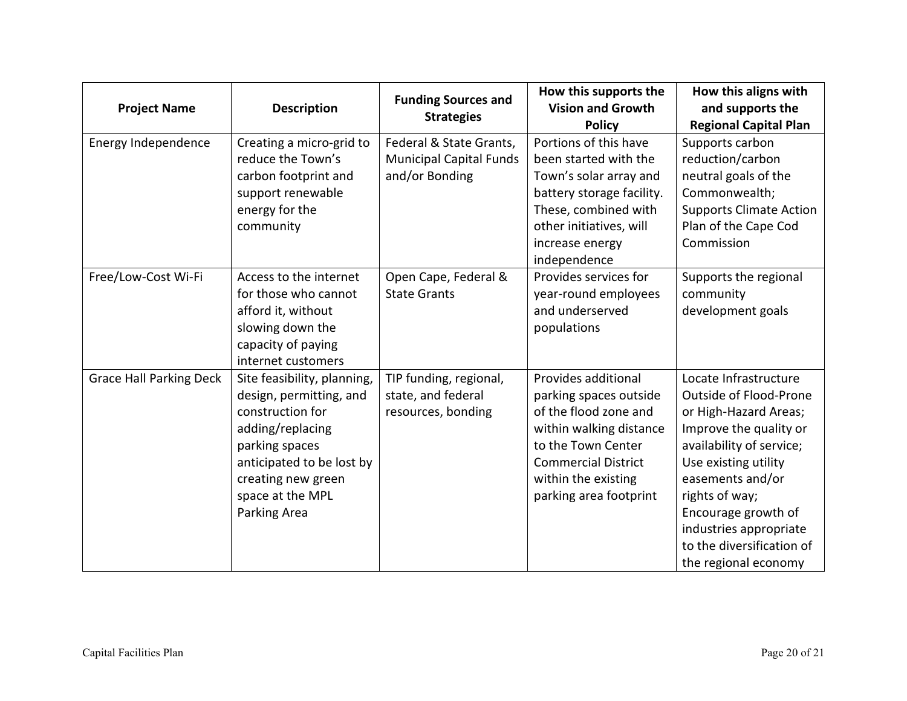| Project Name | Description | Funding Sources and Strategies | How this supports the Vision and Growth Policy | How this aligns with and supports the Regional Capital Plan |
| --- | --- | --- | --- | --- |
| Energy Independence | Creating a micro-grid to reduce the Town's carbon footprint and support renewable energy for the community | Federal & State Grants, Municipal Capital Funds and/or Bonding | Portions of this have been started with the Town's solar array and battery storage facility. These, combined with other initiatives, will increase energy independence | Supports carbon reduction/carbon neutral goals of the Commonwealth; Supports Climate Action Plan of the Cape Cod Commission |
| Free/Low-Cost Wi-Fi | Access to the internet for those who cannot afford it, without slowing down the capacity of paying internet customers | Open Cape, Federal & State Grants | Provides services for year-round employees and underserved populations | Supports the regional community development goals |
| Grace Hall Parking Deck | Site feasibility, planning, design, permitting, and construction for adding/replacing parking spaces anticipated to be lost by creating new green space at the MPL Parking Area | TIP funding, regional, state, and federal resources, bonding | Provides additional parking spaces outside of the flood zone and within walking distance to the Town Center Commercial District within the existing parking area footprint | Locate Infrastructure Outside of Flood-Prone or High-Hazard Areas; Improve the quality or availability of service; Use existing utility easements and/or rights of way; Encourage growth of industries appropriate to the diversification of the regional economy |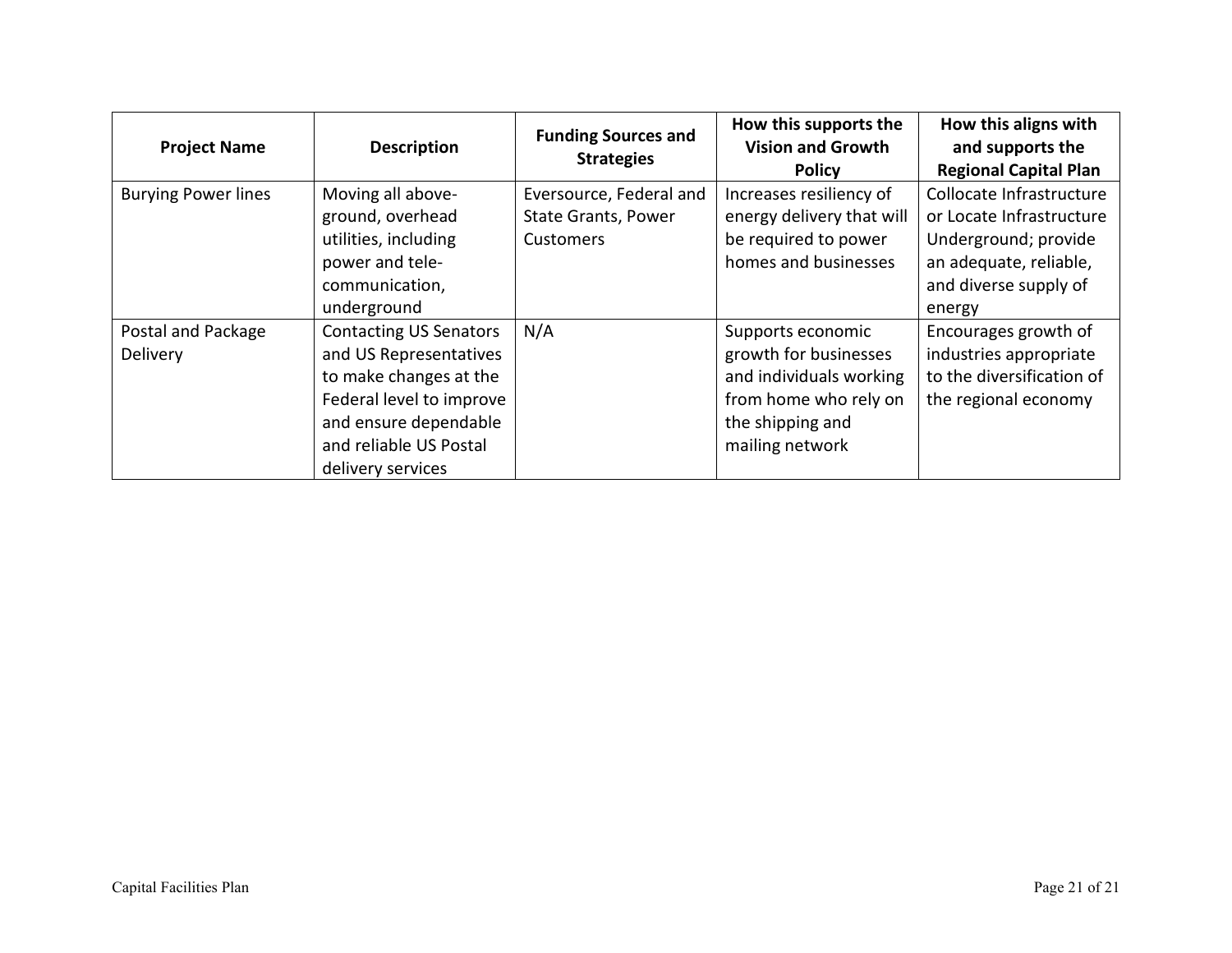| Project Name | Description | Funding Sources and Strategies | How this supports the Vision and Growth Policy | How this aligns with and supports the Regional Capital Plan |
|---|---|---|---|---|
| Burying Power lines | Moving all above-ground, overhead utilities, including power and tele-communication, underground | Eversource, Federal and State Grants, Power Customers | Increases resiliency of energy delivery that will be required to power homes and businesses | Collocate Infrastructure or Locate Infrastructure Underground; provide an adequate, reliable, and diverse supply of energy |
| Postal and Package Delivery | Contacting US Senators and US Representatives to make changes at the Federal level to improve and ensure dependable and reliable US Postal delivery services | N/A | Supports economic growth for businesses and individuals working from home who rely on the shipping and mailing network | Encourages growth of industries appropriate to the diversification of the regional economy |